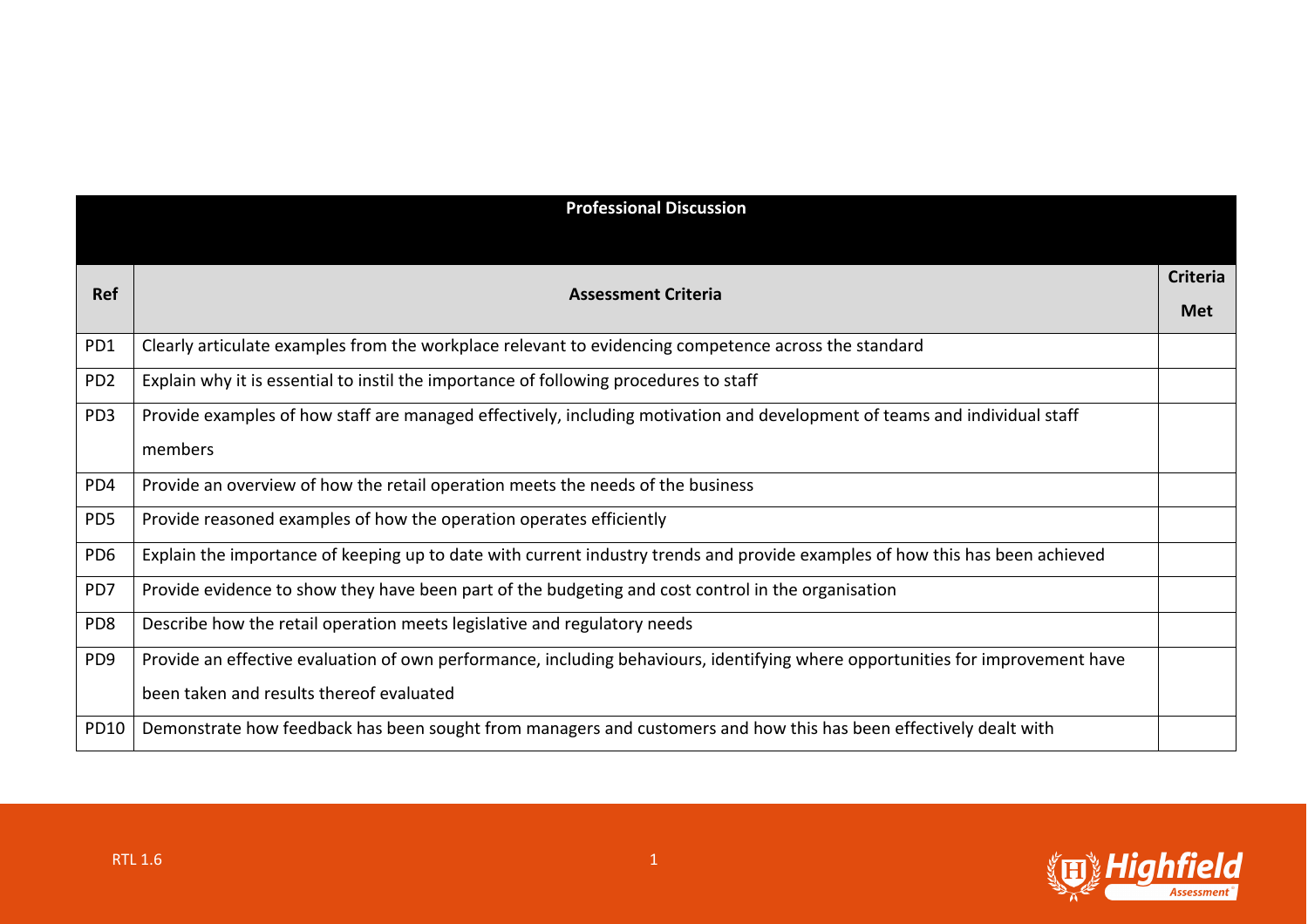| Professional Discussion | | |
|---|---|---|
| **Ref** | **Assessment Criteria** | **Criteria Met** |
| PD1 | Clearly articulate examples from the workplace relevant to evidencing competence across the standard | |
| PD2 | Explain why it is essential to instil the importance of following procedures to staff | |
| PD3 | Provide examples of how staff are managed effectively, including motivation and development of teams and individual staff members | |
| PD4 | Provide an overview of how the retail operation meets the needs of the business | |
| PD5 | Provide reasoned examples of how the operation operates efficiently | |
| PD6 | Explain the importance of keeping up to date with current industry trends and provide examples of how this has been achieved | |
| PD7 | Provide evidence to show they have been part of the budgeting and cost control in the organisation | |
| PD8 | Describe how the retail operation meets legislative and regulatory needs | |
| PD9 | Provide an effective evaluation of own performance, including behaviours, identifying where opportunities for improvement have been taken and results thereof evaluated | |
| PD10 | Demonstrate how feedback has been sought from managers and customers and how this has been effectively dealt with | |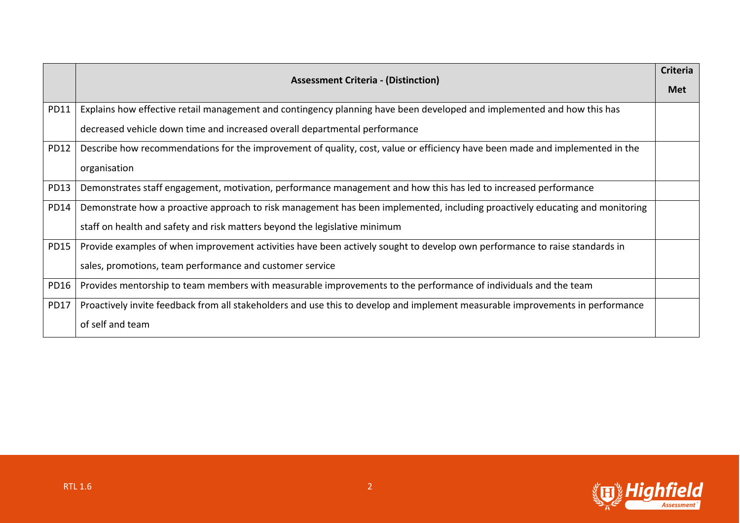| | Assessment Criteria - (Distinction) | Criteria Met |
|---|---|---|
| PD11 | Explains how effective retail management and contingency planning have been developed and implemented and how this has decreased vehicle down time and increased overall departmental performance | |
| PD12 | Describe how recommendations for the improvement of quality, cost, value or efficiency have been made and implemented in the organisation | |
| PD13 | Demonstrates staff engagement, motivation, performance management and how this has led to increased performance | |
| PD14 | Demonstrate how a proactive approach to risk management has been implemented, including proactively educating and monitoring staff on health and safety and risk matters beyond the legislative minimum | |
| PD15 | Provide examples of when improvement activities have been actively sought to develop own performance to raise standards in sales, promotions, team performance and customer service | |
| PD16 | Provides mentorship to team members with measurable improvements to the performance of individuals and the team | |
| PD17 | Proactively invite feedback from all stakeholders and use this to develop and implement measurable improvements in performance of self and team | |